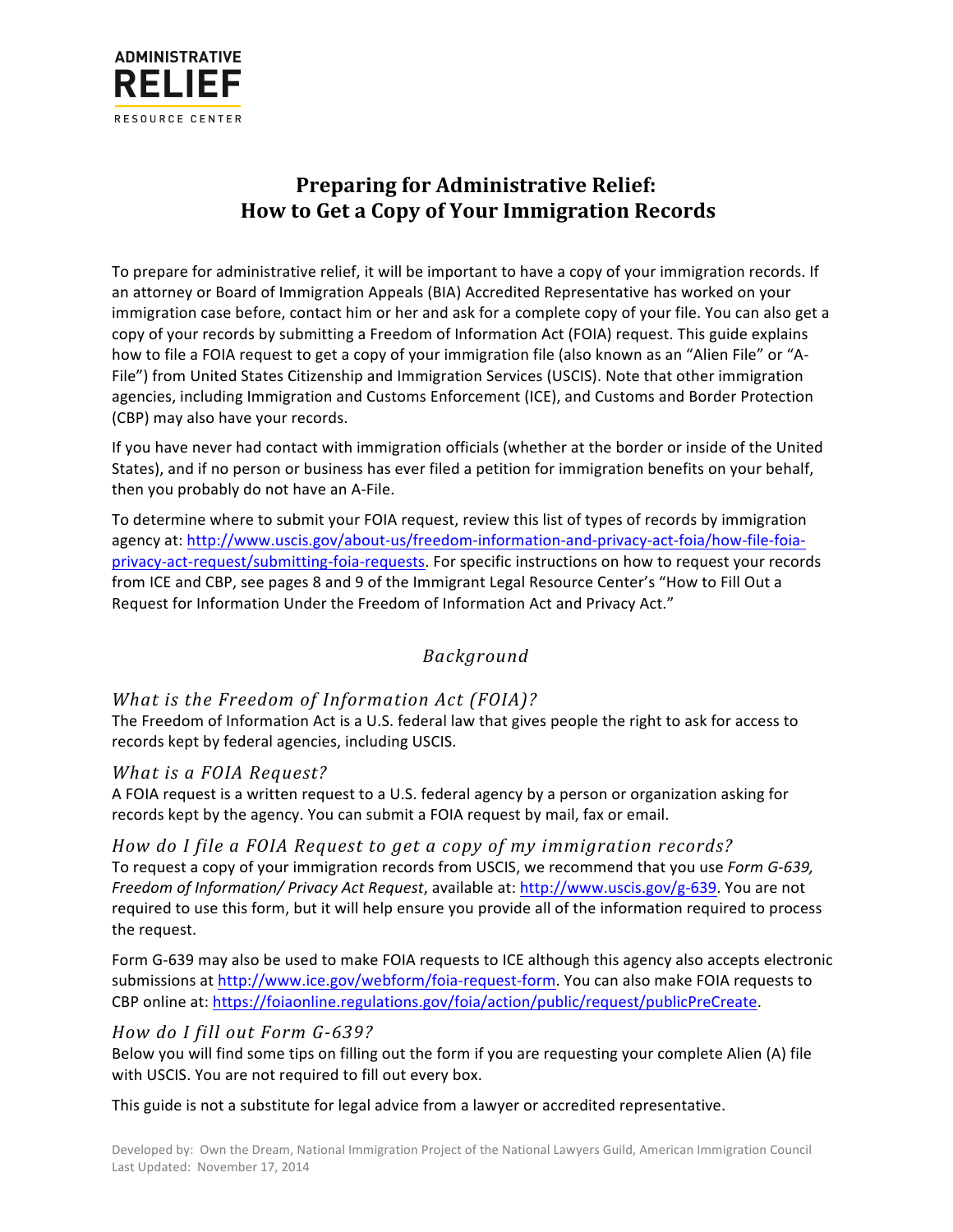**ADMINISTRATIVE RELIEF**
RESOURCE CENTER

# Preparing for Administrative Relief: How to Get a Copy of Your Immigration Records

To prepare for administrative relief, it will be important to have a copy of your immigration records. If an attorney or Board of Immigration Appeals (BIA) Accredited Representative has worked on your immigration case before, contact him or her and ask for a complete copy of your file. You can also get a copy of your records by submitting a Freedom of Information Act (FOIA) request. This guide explains how to file a FOIA request to get a copy of your immigration file (also known as an "Alien File" or "A-File") from United States Citizenship and Immigration Services (USCIS). Note that other immigration agencies, including Immigration and Customs Enforcement (ICE), and Customs and Border Protection (CBP) may also have your records.

If you have never had contact with immigration officials (whether at the border or inside of the United States), and if no person or business has ever filed a petition for immigration benefits on your behalf, then you probably do not have an A-File.

To determine where to submit your FOIA request, review this list of types of records by immigration agency at: [http://www.uscis.gov/about-us/freedom-information-and-privacy-act-foia/how-file-foia-privacy-act-request/submitting-foia-requests](http://www.uscis.gov/about-us/freedom-information-and-privacy-act-foia/how-file-foia-privacy-act-request/submitting-foia-requests). For specific instructions on how to request your records from ICE and CBP, see pages 8 and 9 of the Immigrant Legal Resource Center's "How to Fill Out a Request for Information Under the Freedom of Information Act and Privacy Act."

## *Background*

### *What is the Freedom of Information Act (FOIA)?*

The Freedom of Information Act is a U.S. federal law that gives people the right to ask for access to records kept by federal agencies, including USCIS.

### *What is a FOIA Request?*

A FOIA request is a written request to a U.S. federal agency by a person or organization asking for records kept by the agency. You can submit a FOIA request by mail, fax or email.

### *How do I file a FOIA Request to get a copy of my immigration records?*

To request a copy of your immigration records from USCIS, we recommend that you use *Form G-639, Freedom of Information/ Privacy Act Request*, available at: [http://www.uscis.gov/g-639](http://www.uscis.gov/g-639). You are not required to use this form, but it will help ensure you provide all of the information required to process the request.

Form G-639 may also be used to make FOIA requests to ICE although this agency also accepts electronic submissions at [http://www.ice.gov/webform/foia-request-form](http://www.ice.gov/webform/foia-request-form). You can also make FOIA requests to CBP online at: [https://foiaonline.regulations.gov/foia/action/public/request/publicPreCreate](https://foiaonline.regulations.gov/foia/action/public/request/publicPreCreate).

### *How do I fill out Form G-639?*

Below you will find some tips on filling out the form if you are requesting your complete Alien (A) file with USCIS. You are not required to fill out every box.

This guide is not a substitute for legal advice from a lawyer or accredited representative.

Developed by: Own the Dream, National Immigration Project of the National Lawyers Guild, American Immigration Council
Last Updated: November 17, 2014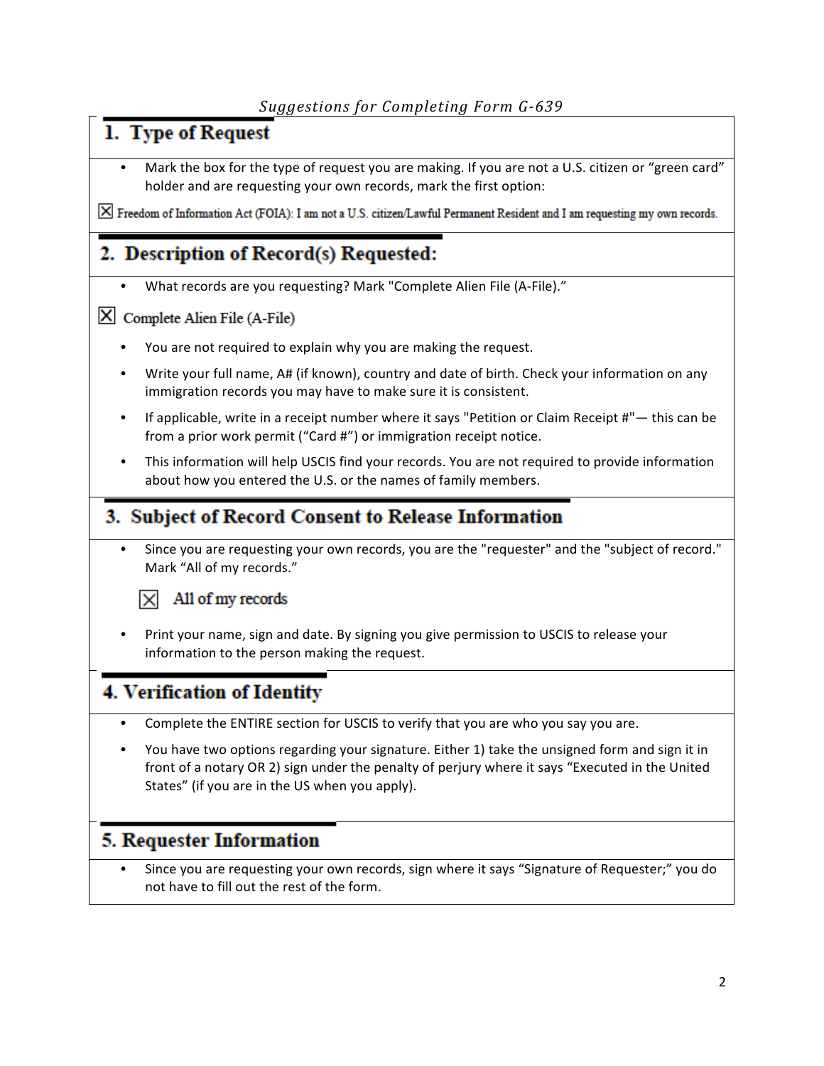*Suggestions for Completing Form G-639*

## 1. Type of Request

- Mark the box for the type of request you are making. If you are not a U.S. citizen or "green card" holder and are requesting your own records, mark the first option:

☒ Freedom of Information Act (FOIA): I am not a U.S. citizen/Lawful Permanent Resident and I am requesting my own records.

## 2. Description of Record(s) Requested:

- What records are you requesting? Mark "Complete Alien File (A-File)."

☒ Complete Alien File (A-File)

- You are not required to explain why you are making the request.
- Write your full name, A# (if known), country and date of birth. Check your information on any immigration records you may have to make sure it is consistent.
- If applicable, write in a receipt number where it says "Petition or Claim Receipt #"— this can be from a prior work permit ("Card #") or immigration receipt notice.
- This information will help USCIS find your records. You are not required to provide information about how you entered the U.S. or the names of family members.

## 3. Subject of Record Consent to Release Information

- Since you are requesting your own records, you are the "requester" and the "subject of record." Mark "All of my records."

    ☒ All of my records

- Print your name, sign and date. By signing you give permission to USCIS to release your information to the person making the request.

## 4. Verification of Identity

- Complete the ENTIRE section for USCIS to verify that you are who you say you are.
- You have two options regarding your signature. Either 1) take the unsigned form and sign it in front of a notary OR 2) sign under the penalty of perjury where it says "Executed in the United States" (if you are in the US when you apply).

## 5. Requester Information

- Since you are requesting your own records, sign where it says "Signature of Requester;" you do not have to fill out the rest of the form.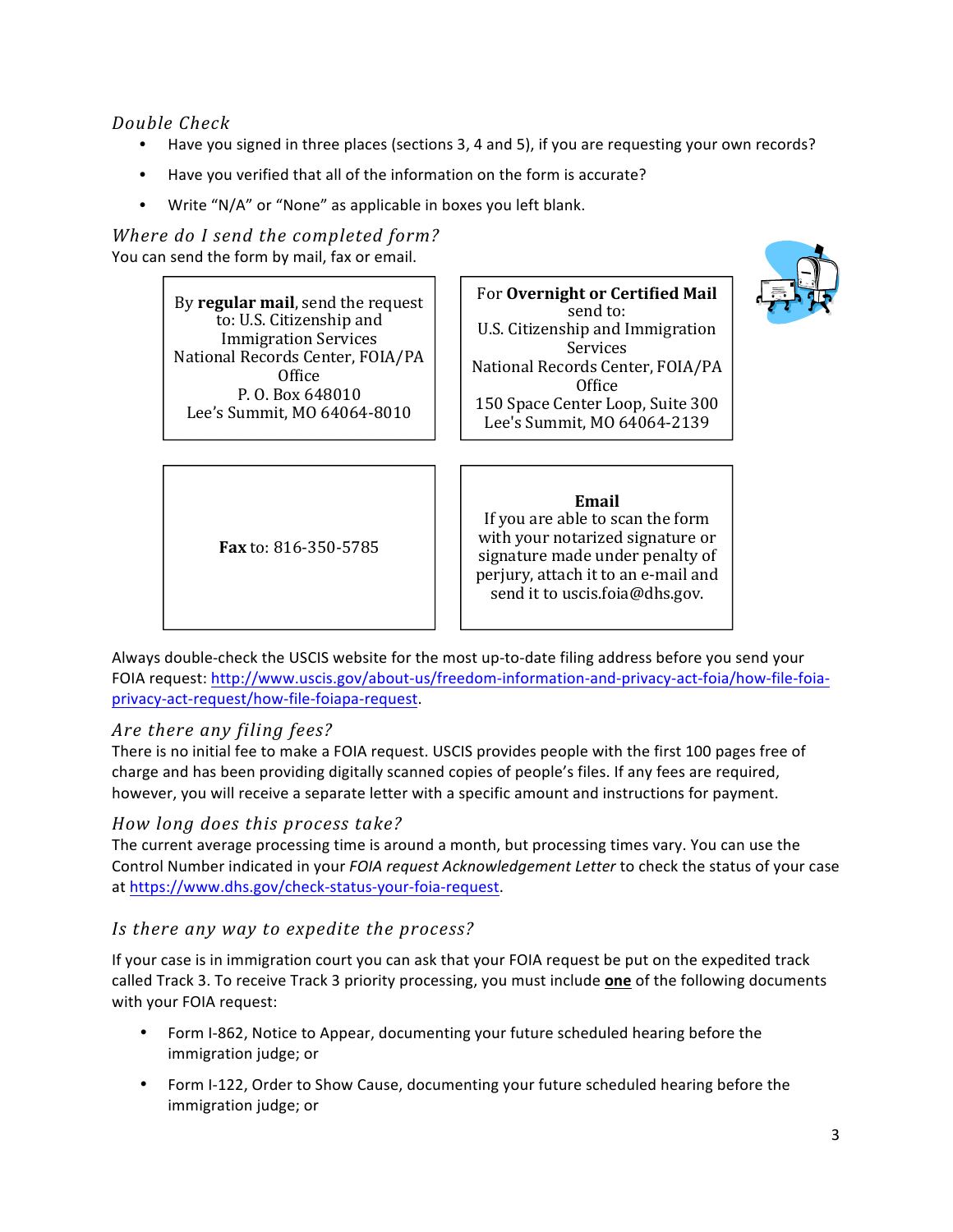### *Double Check*

- Have you signed in three places (sections 3, 4 and 5), if you are requesting your own records?
- Have you verified that all of the information on the form is accurate?
- Write "N/A" or "None" as applicable in boxes you left blank.

### *Where do I send the completed form?*

You can send the form by mail, fax or email.

By **regular mail**, send the request to: U.S. Citizenship and Immigration Services
National Records Center, FOIA/PA Office
P. O. Box 648010
Lee's Summit, MO 64064-8010

For **Overnight or Certified Mail** send to:
U.S. Citizenship and Immigration Services
National Records Center, FOIA/PA Office
150 Space Center Loop, Suite 300
Lee's Summit, MO 64064-2139

**Fax** to: 816-350-5785

**Email**
If you are able to scan the form with your notarized signature or signature made under penalty of perjury, attach it to an e-mail and send it to uscis.foia@dhs.gov.

Always double-check the USCIS website for the most up-to-date filing address before you send your FOIA request: [http://www.uscis.gov/about-us/freedom-information-and-privacy-act-foia/how-file-foia-privacy-act-request/how-file-foiapa-request](http://www.uscis.gov/about-us/freedom-information-and-privacy-act-foia/how-file-foia-privacy-act-request/how-file-foiapa-request).

### *Are there any filing fees?*

There is no initial fee to make a FOIA request. USCIS provides people with the first 100 pages free of charge and has been providing digitally scanned copies of people's files. If any fees are required, however, you will receive a separate letter with a specific amount and instructions for payment.

### *How long does this process take?*

The current average processing time is around a month, but processing times vary. You can use the Control Number indicated in your *FOIA request Acknowledgement Letter* to check the status of your case at [https://www.dhs.gov/check-status-your-foia-request](https://www.dhs.gov/check-status-your-foia-request).

### *Is there any way to expedite the process?*

If your case is in immigration court you can ask that your FOIA request be put on the expedited track called Track 3. To receive Track 3 priority processing, you must include **one** of the following documents with your FOIA request:

- Form I-862, Notice to Appear, documenting your future scheduled hearing before the immigration judge; or
- Form I-122, Order to Show Cause, documenting your future scheduled hearing before the immigration judge; or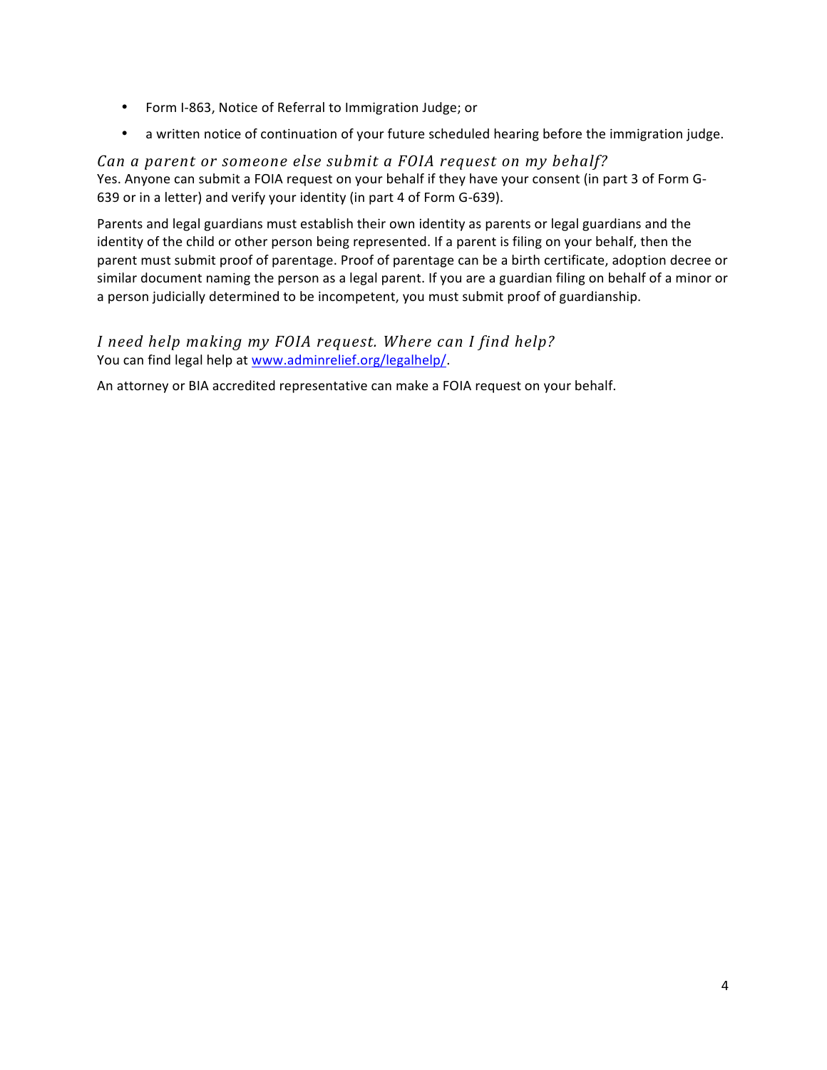- Form I-863, Notice of Referral to Immigration Judge; or
- a written notice of continuation of your future scheduled hearing before the immigration judge.

### *Can a parent or someone else submit a FOIA request on my behalf?*

Yes. Anyone can submit a FOIA request on your behalf if they have your consent (in part 3 of Form G-639 or in a letter) and verify your identity (in part 4 of Form G-639).

Parents and legal guardians must establish their own identity as parents or legal guardians and the identity of the child or other person being represented. If a parent is filing on your behalf, then the parent must submit proof of parentage. Proof of parentage can be a birth certificate, adoption decree or similar document naming the person as a legal parent. If you are a guardian filing on behalf of a minor or a person judicially determined to be incompetent, you must submit proof of guardianship.

### *I need help making my FOIA request. Where can I find help?*

You can find legal help at [www.adminrelief.org/legalhelp/](http://www.adminrelief.org/legalhelp/).

An attorney or BIA accredited representative can make a FOIA request on your behalf.